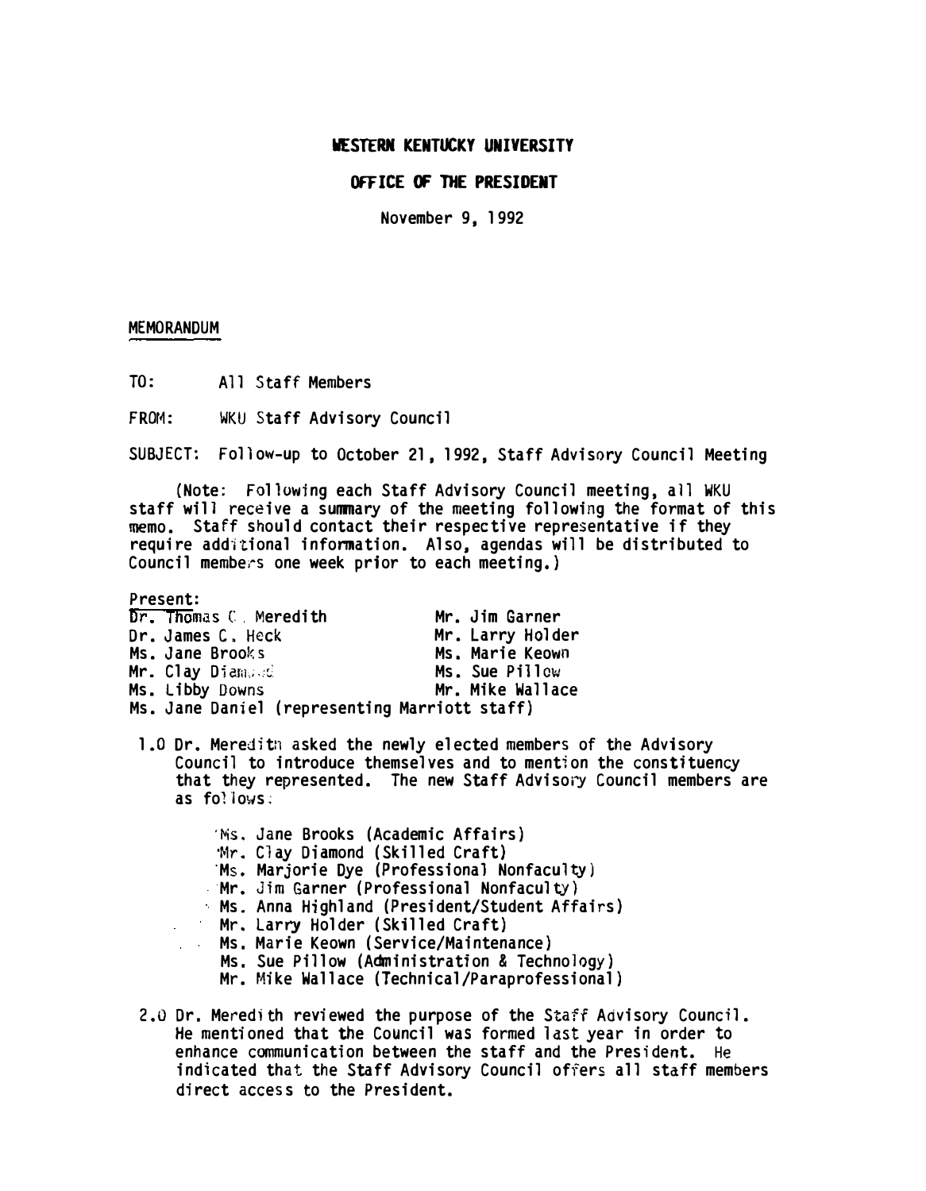**WESTERN KENTUCKY UNIVERSITY**

**OFFICE OF THE PRESIDENT**

November 9, 1992

MEMORANDUM

TO: All Staff Members

FROM: WKU Staff Advisory Council

SUBJECT: Follow-up to October 21, 1992, Staff Advisory Council Meeting

(Note: Following each Staff Advisory Council meeting, all WKU staff will receive a summary of the meeting following the format of this memo. Staff should contact their respective representative if they require additional information. Also, agendas will be distributed to Council members one week prior to each meeting.)

Present:

Dr. Thomas C. Meredith
Dr. James C. Heck
Ms. Jane Brooks
Mr. Clay Diamond
Ms. Libby Downs
Mr. Jim Garner
Mr. Larry Holder
Ms. Marie Keown
Ms. Sue Pillow
Mr. Mike Wallace
Ms. Jane Daniel (representing Marriott staff)

1.0 Dr. Meredith asked the newly elected members of the Advisory Council to introduce themselves and to mention the constituency that they represented. The new Staff Advisory Council members are as follows:

- Ms. Jane Brooks (Academic Affairs)
- Mr. Clay Diamond (Skilled Craft)
- Ms. Marjorie Dye (Professional Nonfaculty)
- Mr. Jim Garner (Professional Nonfaculty)
- Ms. Anna Highland (President/Student Affairs)
- Mr. Larry Holder (Skilled Craft)
- Ms. Marie Keown (Service/Maintenance)
- Ms. Sue Pillow (Administration & Technology)
- Mr. Mike Wallace (Technical/Paraprofessional)

2.0 Dr. Meredith reviewed the purpose of the Staff Advisory Council. He mentioned that the Council was formed last year in order to enhance communication between the staff and the President. He indicated that the Staff Advisory Council offers all staff members direct access to the President.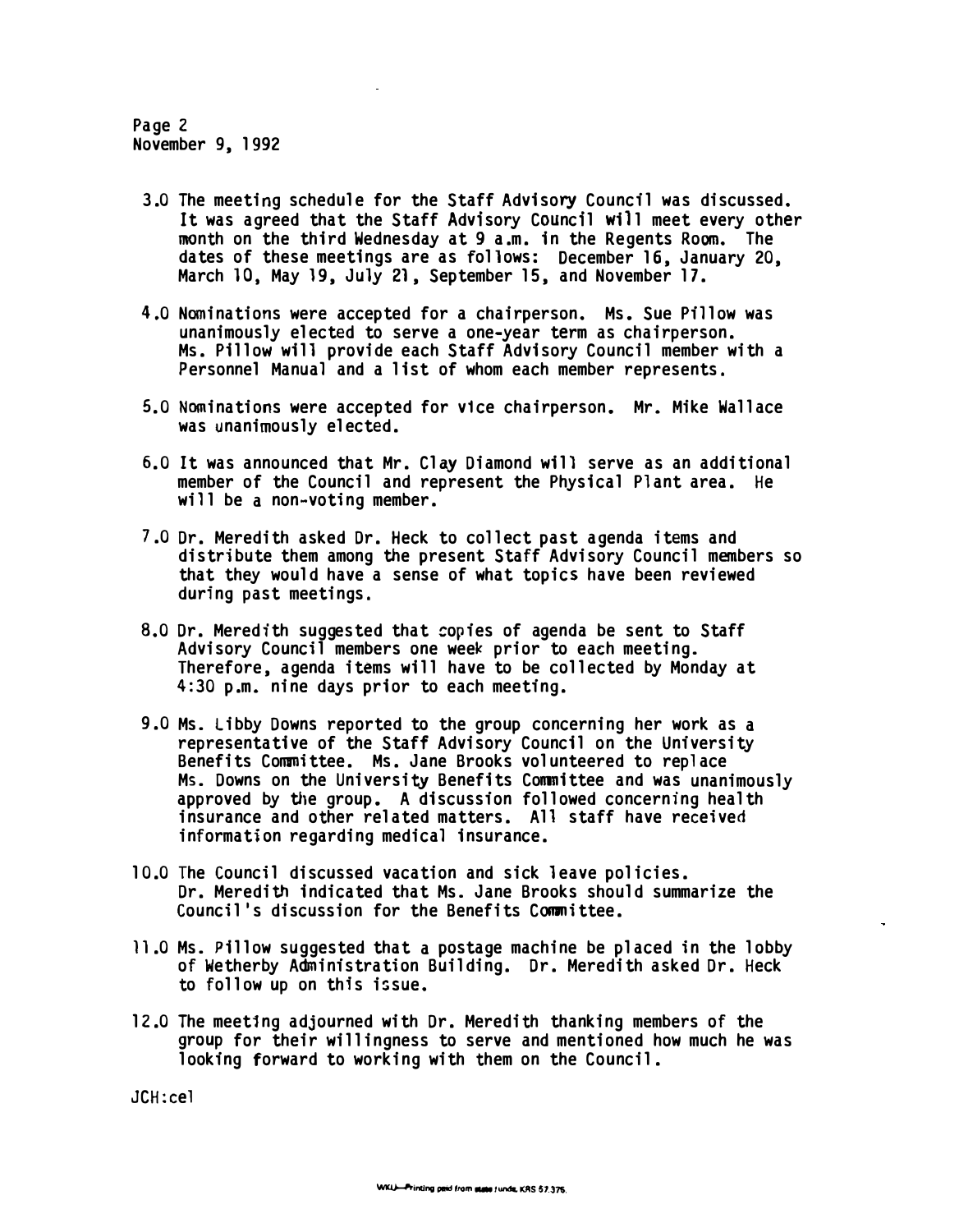Page 2
November 9, 1992

3.0 The meeting schedule for the Staff Advisory Council was discussed. It was agreed that the Staff Advisory Council will meet every other month on the third Wednesday at 9 a.m. in the Regents Room. The dates of these meetings are as follows: December 16, January 20, March 10, May 19, July 21, September 15, and November 17.

4.0 Nominations were accepted for a chairperson. Ms. Sue Pillow was unanimously elected to serve a one-year term as chairperson. Ms. Pillow will provide each Staff Advisory Council member with a Personnel Manual and a list of whom each member represents.

5.0 Nominations were accepted for vice chairperson. Mr. Mike Wallace was unanimously elected.

6.0 It was announced that Mr. Clay Diamond will serve as an additional member of the Council and represent the Physical Plant area. He will be a non-voting member.

7.0 Dr. Meredith asked Dr. Heck to collect past agenda items and distribute them among the present Staff Advisory Council members so that they would have a sense of what topics have been reviewed during past meetings.

8.0 Dr. Meredith suggested that copies of agenda be sent to Staff Advisory Council members one week prior to each meeting. Therefore, agenda items will have to be collected by Monday at 4:30 p.m. nine days prior to each meeting.

9.0 Ms. Libby Downs reported to the group concerning her work as a representative of the Staff Advisory Council on the University Benefits Committee. Ms. Jane Brooks volunteered to replace Ms. Downs on the University Benefits Committee and was unanimously approved by the group. A discussion followed concerning health insurance and other related matters. All staff have received information regarding medical insurance.

10.0 The Council discussed vacation and sick leave policies. Dr. Meredith indicated that Ms. Jane Brooks should summarize the Council's discussion for the Benefits Committee.

11.0 Ms. Pillow suggested that a postage machine be placed in the lobby of Wetherby Administration Building. Dr. Meredith asked Dr. Heck to follow up on this issue.

12.0 The meeting adjourned with Dr. Meredith thanking members of the group for their willingness to serve and mentioned how much he was looking forward to working with them on the Council.

JCH:cel

WKU—Printing paid from state funds, KRS 57.375.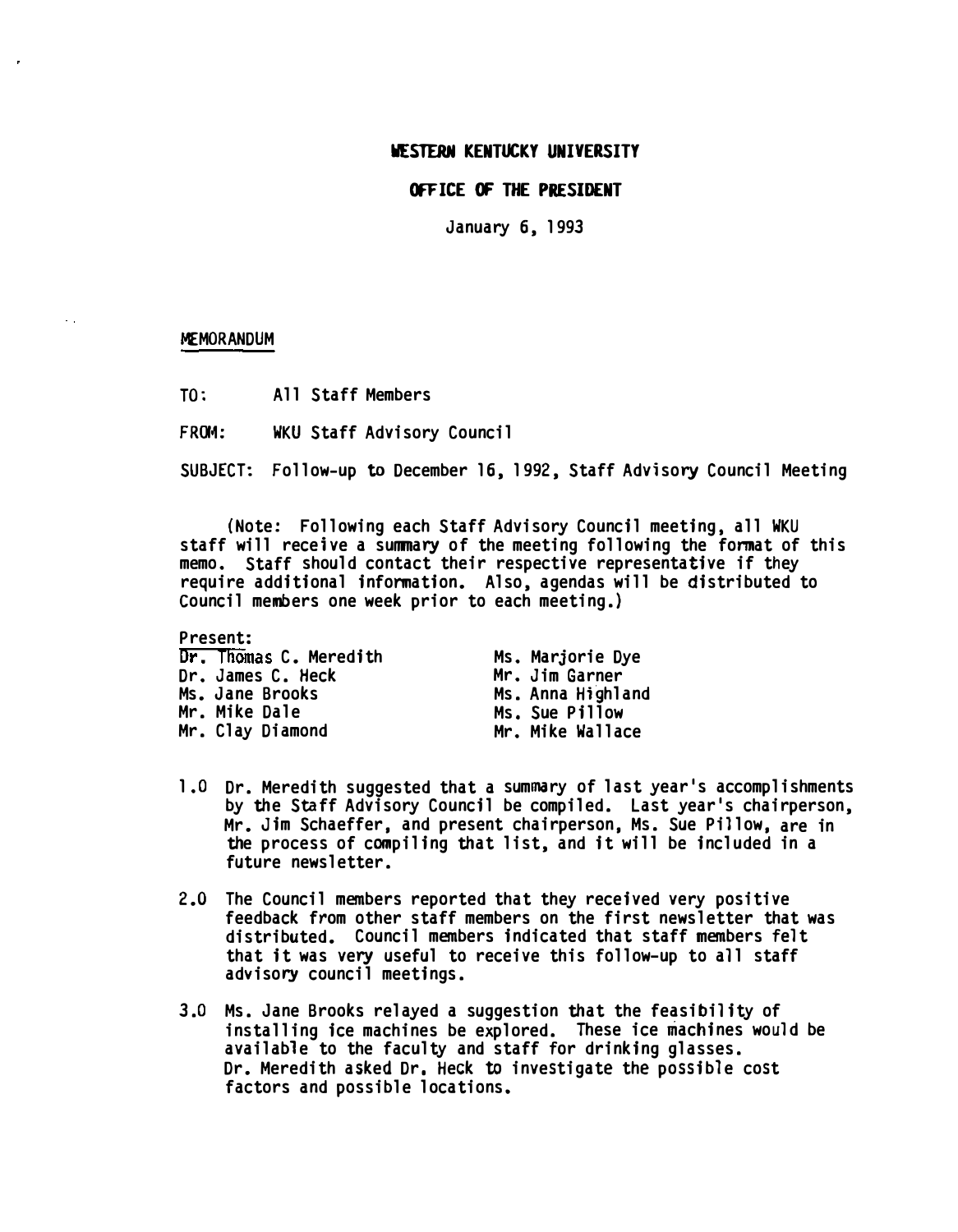**WESTERN KENTUCKY UNIVERSITY**

**OFFICE OF THE PRESIDENT**

January 6, 1993

MEMORANDUM

TO: All Staff Members

FROM: WKU Staff Advisory Council

SUBJECT: Follow-up to December 16, 1992, Staff Advisory Council Meeting

(Note: Following each Staff Advisory Council meeting, all WKU staff will receive a summary of the meeting following the format of this memo. Staff should contact their respective representative if they require additional information. Also, agendas will be distributed to Council members one week prior to each meeting.)

Present:

| | |
|---|---|
| Dr. Thomas C. Meredith | Ms. Marjorie Dye |
| Dr. James C. Heck | Mr. Jim Garner |
| Ms. Jane Brooks | Ms. Anna Highland |
| Mr. Mike Dale | Ms. Sue Pillow |
| Mr. Clay Diamond | Mr. Mike Wallace |

1.0 Dr. Meredith suggested that a summary of last year's accomplishments by the Staff Advisory Council be compiled. Last year's chairperson, Mr. Jim Schaeffer, and present chairperson, Ms. Sue Pillow, are in the process of compiling that list, and it will be included in a future newsletter.

2.0 The Council members reported that they received very positive feedback from other staff members on the first newsletter that was distributed. Council members indicated that staff members felt that it was very useful to receive this follow-up to all staff advisory council meetings.

3.0 Ms. Jane Brooks relayed a suggestion that the feasibility of installing ice machines be explored. These ice machines would be available to the faculty and staff for drinking glasses. Dr. Meredith asked Dr. Heck to investigate the possible cost factors and possible locations.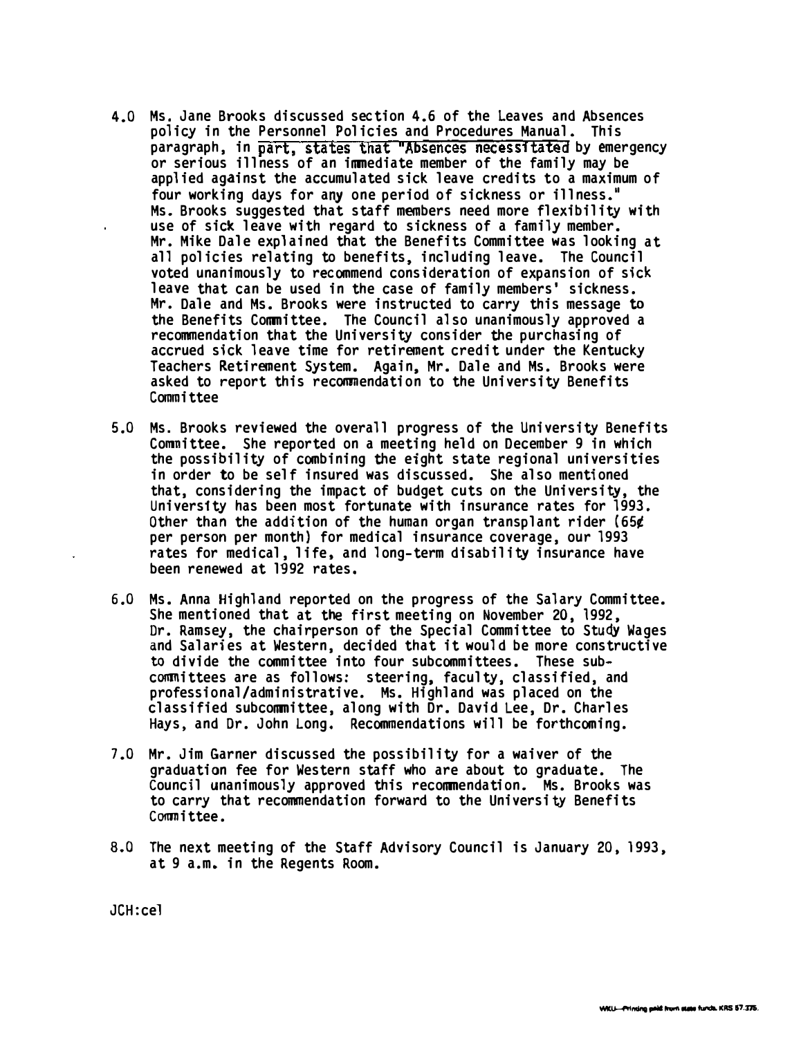4.0 Ms. Jane Brooks discussed section 4.6 of the Leaves and Absences policy in the Personnel Policies and Procedures Manual. This paragraph, in part, states that "Absences necessitated by emergency or serious illness of an immediate member of the family may be applied against the accumulated sick leave credits to a maximum of four working days for any one period of sickness or illness." Ms. Brooks suggested that staff members need more flexibility with use of sick leave with regard to sickness of a family member. Mr. Mike Dale explained that the Benefits Committee was looking at all policies relating to benefits, including leave. The Council voted unanimously to recommend consideration of expansion of sick leave that can be used in the case of family members' sickness. Mr. Dale and Ms. Brooks were instructed to carry this message to the Benefits Committee. The Council also unanimously approved a recommendation that the University consider the purchasing of accrued sick leave time for retirement credit under the Kentucky Teachers Retirement System. Again, Mr. Dale and Ms. Brooks were asked to report this recommendation to the University Benefits Committee

5.0 Ms. Brooks reviewed the overall progress of the University Benefits Committee. She reported on a meeting held on December 9 in which the possibility of combining the eight state regional universities in order to be self insured was discussed. She also mentioned that, considering the impact of budget cuts on the University, the University has been most fortunate with insurance rates for 1993. Other than the addition of the human organ transplant rider (65¢ per person per month) for medical insurance coverage, our 1993 rates for medical, life, and long-term disability insurance have been renewed at 1992 rates.

6.0 Ms. Anna Highland reported on the progress of the Salary Committee. She mentioned that at the first meeting on November 20, 1992, Dr. Ramsey, the chairperson of the Special Committee to Study Wages and Salaries at Western, decided that it would be more constructive to divide the committee into four subcommittees. These subcommittees are as follows: steering, faculty, classified, and professional/administrative. Ms. Highland was placed on the classified subcommittee, along with Dr. David Lee, Dr. Charles Hays, and Dr. John Long. Recommendations will be forthcoming.

7.0 Mr. Jim Garner discussed the possibility for a waiver of the graduation fee for Western staff who are about to graduate. The Council unanimously approved this recommendation. Ms. Brooks was to carry that recommendation forward to the University Benefits Committee.

8.0 The next meeting of the Staff Advisory Council is January 20, 1993, at 9 a.m. in the Regents Room.

JCH:cel

WKU—Printing paid from state funds. KRS 57.375.